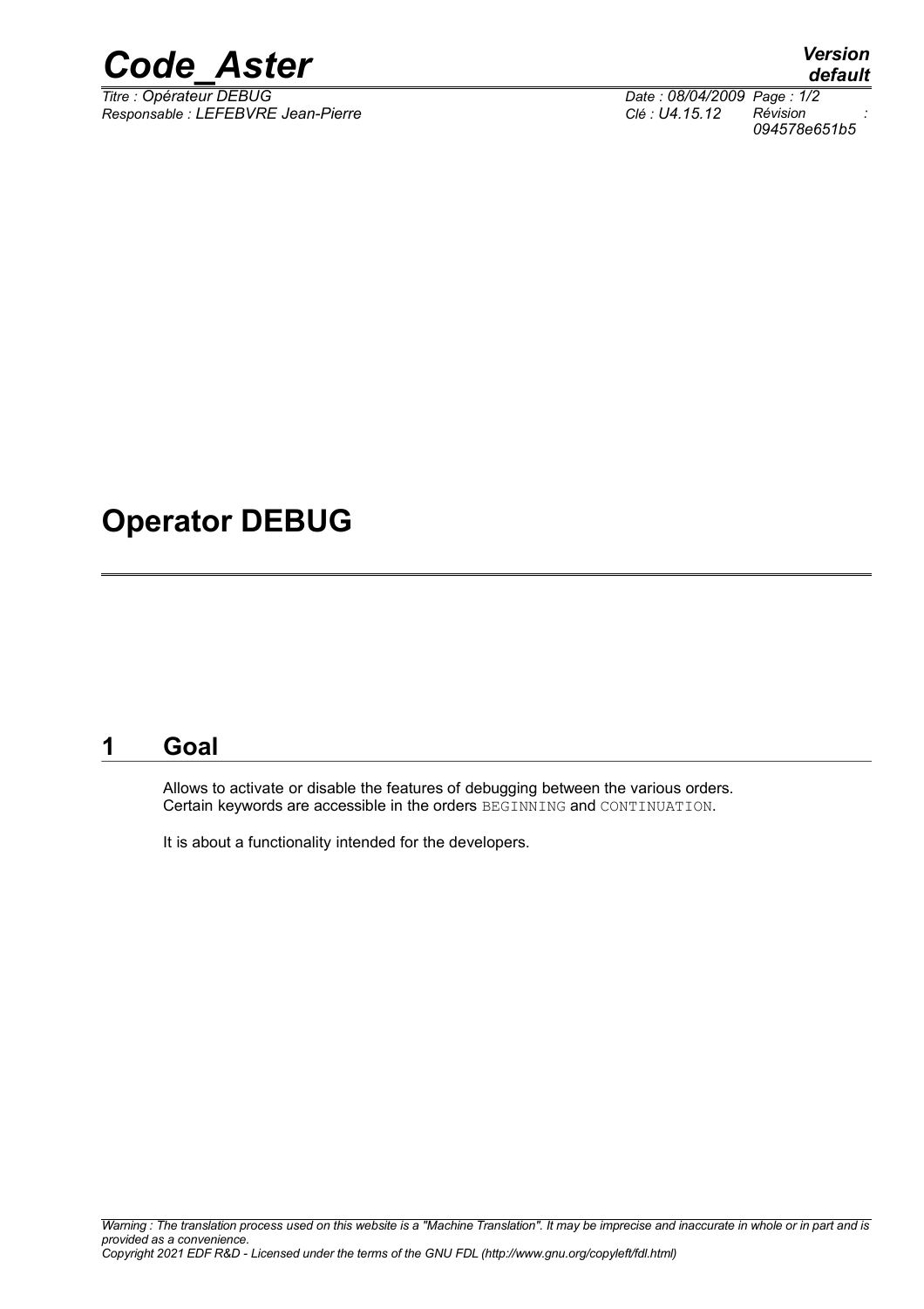# Operator DEBUG

## 1 Goal

Allows to activate or disable the features of debugging between the various orders. Certain keywords are accessible in the orders `BEGINNING` and `CONTINUATION`.

It is about a functionality intended for the developers.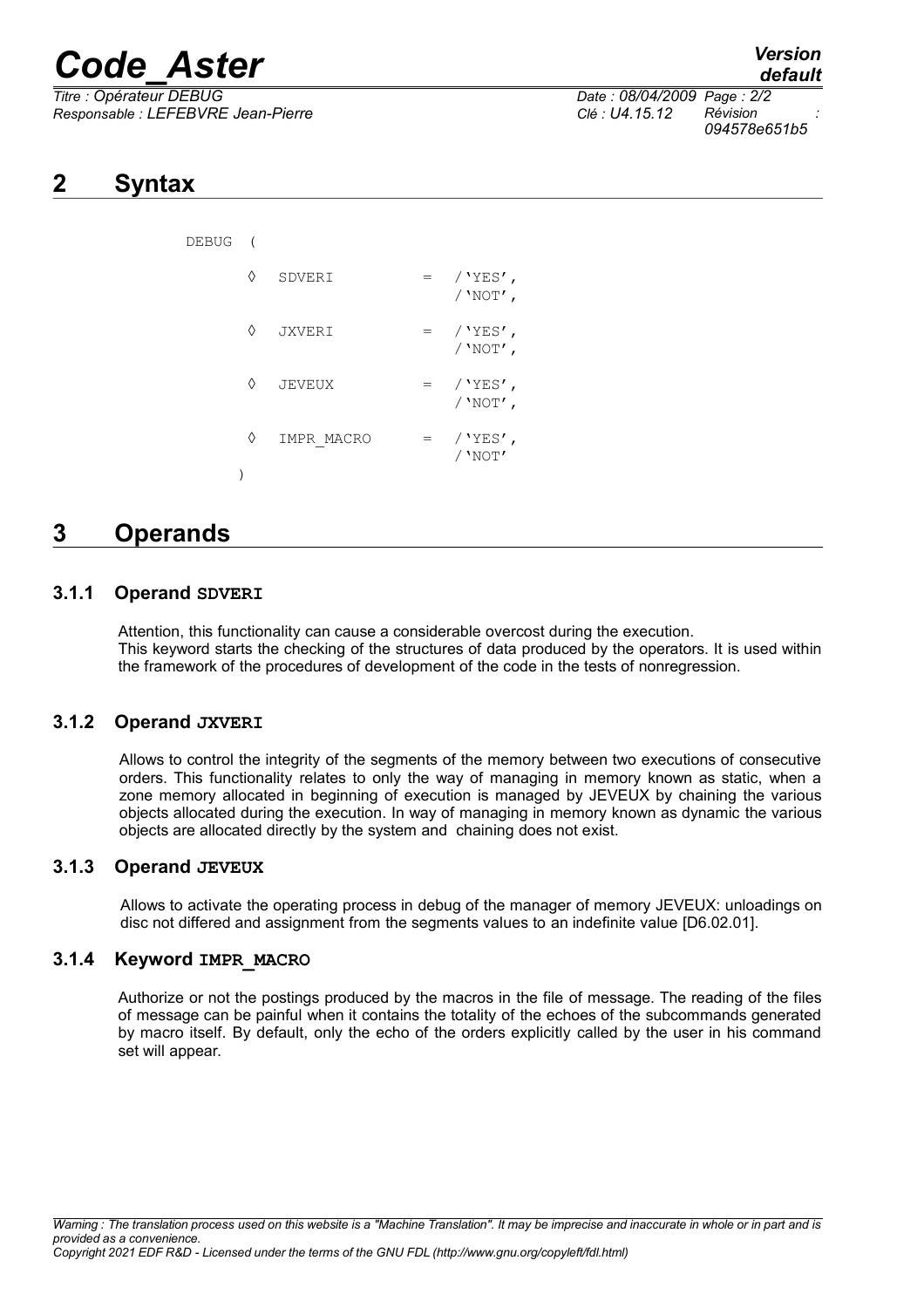# 2 Syntax

```
DEBUG (

      ◊  SDVERI        =  /'YES',
                          /'NOT',

      ◊  JXVERI        =  /'YES',
                          /'NOT',

      ◊  JEVEUX        =  /'YES',
                          /'NOT',

      ◊  IMPR_MACRO    =  /'YES',
                          /'NOT'
      )
```

# 3 Operands

### 3.1.1 Operand **SDVERI**

Attention, this functionality can cause a considerable overcost during the execution.
This keyword starts the checking of the structures of data produced by the operators. It is used within the framework of the procedures of development of the code in the tests of nonregression.

### 3.1.2 Operand **JXVERI**

Allows to control the integrity of the segments of the memory between two executions of consecutive orders. This functionality relates to only the way of managing in memory known as static, when a zone memory allocated in beginning of execution is managed by JEVEUX by chaining the various objects allocated during the execution. In way of managing in memory known as dynamic the various objects are allocated directly by the system and chaining does not exist.

### 3.1.3 Operand **JEVEUX**

Allows to activate the operating process in debug of the manager of memory JEVEUX: unloadings on disc not differed and assignment from the segments values to an indefinite value [D6.02.01].

### 3.1.4 Keyword **IMPR_MACRO**

Authorize or not the postings produced by the macros in the file of message. The reading of the files of message can be painful when it contains the totality of the echoes of the subcommands generated by macro itself. By default, only the echo of the orders explicitly called by the user in his command set will appear.